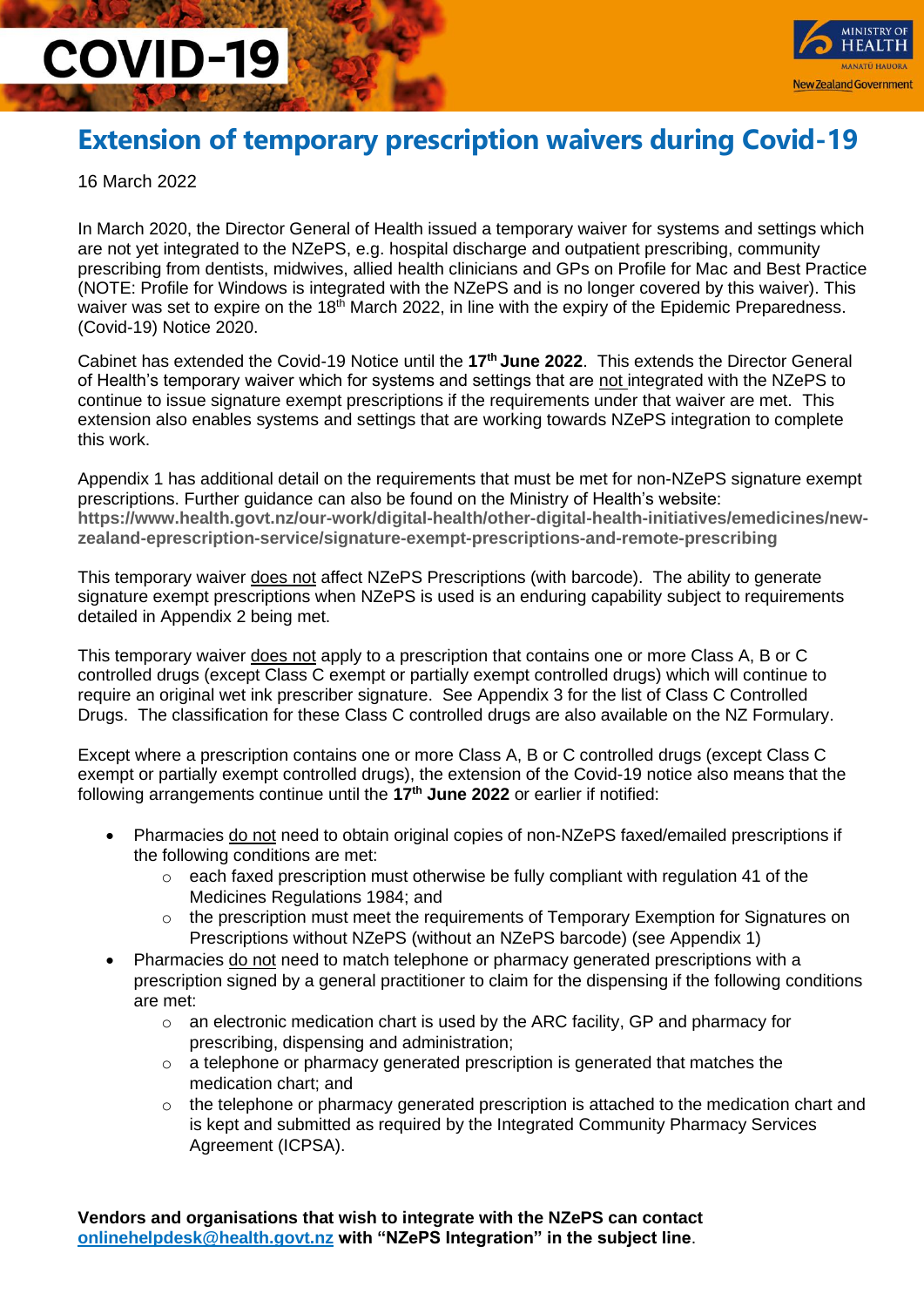COVID-19

# Extension of temporary prescription waivers during Covid-19

16 March 2022

In March 2020, the Director General of Health issued a temporary waiver for systems and settings which are not yet integrated to the NZePS, e.g. hospital discharge and outpatient prescribing, community prescribing from dentists, midwives, allied health clinicians and GPs on Profile for Mac and Best Practice (NOTE: Profile for Windows is integrated with the NZePS and is no longer covered by this waiver). This waiver was set to expire on the 18th March 2022, in line with the expiry of the Epidemic Preparedness. (Covid-19) Notice 2020.

Cabinet has extended the Covid-19 Notice until the **17th June 2022**. This extends the Director General of Health's temporary waiver which for systems and settings that are not integrated with the NZePS to continue to issue signature exempt prescriptions if the requirements under that waiver are met. This extension also enables systems and settings that are working towards NZePS integration to complete this work.

Appendix 1 has additional detail on the requirements that must be met for non-NZePS signature exempt prescriptions. Further guidance can also be found on the Ministry of Health's website: **https://www.health.govt.nz/our-work/digital-health/other-digital-health-initiatives/emedicines/new-zealand-eprescription-service/signature-exempt-prescriptions-and-remote-prescribing**

This temporary waiver does not affect NZePS Prescriptions (with barcode). The ability to generate signature exempt prescriptions when NZePS is used is an enduring capability subject to requirements detailed in Appendix 2 being met.

This temporary waiver does not apply to a prescription that contains one or more Class A, B or C controlled drugs (except Class C exempt or partially exempt controlled drugs) which will continue to require an original wet ink prescriber signature. See Appendix 3 for the list of Class C Controlled Drugs. The classification for these Class C controlled drugs are also available on the NZ Formulary.

Except where a prescription contains one or more Class A, B or C controlled drugs (except Class C exempt or partially exempt controlled drugs), the extension of the Covid-19 notice also means that the following arrangements continue until the **17th June 2022** or earlier if notified:

- Pharmacies do not need to obtain original copies of non-NZePS faxed/emailed prescriptions if the following conditions are met:
  - each faxed prescription must otherwise be fully compliant with regulation 41 of the Medicines Regulations 1984; and
  - the prescription must meet the requirements of Temporary Exemption for Signatures on Prescriptions without NZePS (without an NZePS barcode) (see Appendix 1)
- Pharmacies do not need to match telephone or pharmacy generated prescriptions with a prescription signed by a general practitioner to claim for the dispensing if the following conditions are met:
  - an electronic medication chart is used by the ARC facility, GP and pharmacy for prescribing, dispensing and administration;
  - a telephone or pharmacy generated prescription is generated that matches the medication chart; and
  - the telephone or pharmacy generated prescription is attached to the medication chart and is kept and submitted as required by the Integrated Community Pharmacy Services Agreement (ICPSA).

**Vendors and organisations that wish to integrate with the NZePS can contact onlinehelpdesk@health.govt.nz with "NZePS Integration" in the subject line**.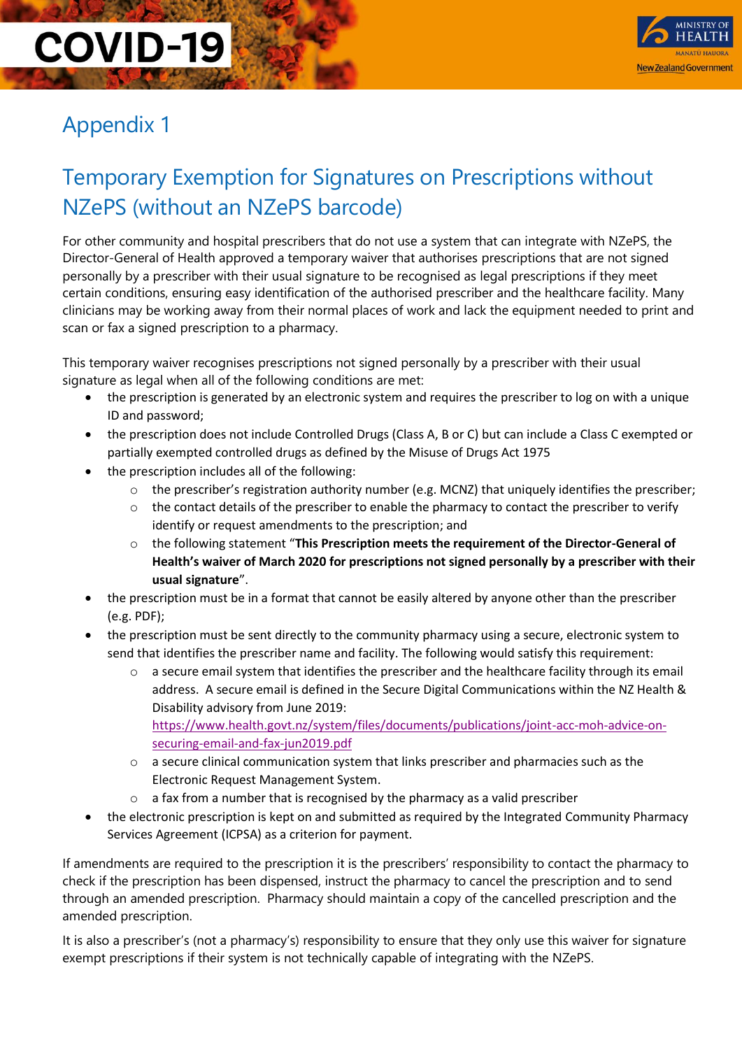# Appendix 1

## Temporary Exemption for Signatures on Prescriptions without NZePS (without an NZePS barcode)

For other community and hospital prescribers that do not use a system that can integrate with NZePS, the Director-General of Health approved a temporary waiver that authorises prescriptions that are not signed personally by a prescriber with their usual signature to be recognised as legal prescriptions if they meet certain conditions, ensuring easy identification of the authorised prescriber and the healthcare facility. Many clinicians may be working away from their normal places of work and lack the equipment needed to print and scan or fax a signed prescription to a pharmacy.

This temporary waiver recognises prescriptions not signed personally by a prescriber with their usual signature as legal when all of the following conditions are met:

- the prescription is generated by an electronic system and requires the prescriber to log on with a unique ID and password;
- the prescription does not include Controlled Drugs (Class A, B or C) but can include a Class C exempted or partially exempted controlled drugs as defined by the Misuse of Drugs Act 1975
- the prescription includes all of the following:
  - the prescriber's registration authority number (e.g. MCNZ) that uniquely identifies the prescriber;
  - the contact details of the prescriber to enable the pharmacy to contact the prescriber to verify identify or request amendments to the prescription; and
  - the following statement "**This Prescription meets the requirement of the Director-General of Health's waiver of March 2020 for prescriptions not signed personally by a prescriber with their usual signature**".
- the prescription must be in a format that cannot be easily altered by anyone other than the prescriber (e.g. PDF);
- the prescription must be sent directly to the community pharmacy using a secure, electronic system to send that identifies the prescriber name and facility. The following would satisfy this requirement:
  - a secure email system that identifies the prescriber and the healthcare facility through its email address. A secure email is defined in the Secure Digital Communications within the NZ Health & Disability advisory from June 2019: https://www.health.govt.nz/system/files/documents/publications/joint-acc-moh-advice-on-securing-email-and-fax-jun2019.pdf
  - a secure clinical communication system that links prescriber and pharmacies such as the Electronic Request Management System.
  - a fax from a number that is recognised by the pharmacy as a valid prescriber
- the electronic prescription is kept on and submitted as required by the Integrated Community Pharmacy Services Agreement (ICPSA) as a criterion for payment.

If amendments are required to the prescription it is the prescribers' responsibility to contact the pharmacy to check if the prescription has been dispensed, instruct the pharmacy to cancel the prescription and to send through an amended prescription. Pharmacy should maintain a copy of the cancelled prescription and the amended prescription.

It is also a prescriber's (not a pharmacy's) responsibility to ensure that they only use this waiver for signature exempt prescriptions if their system is not technically capable of integrating with the NZePS.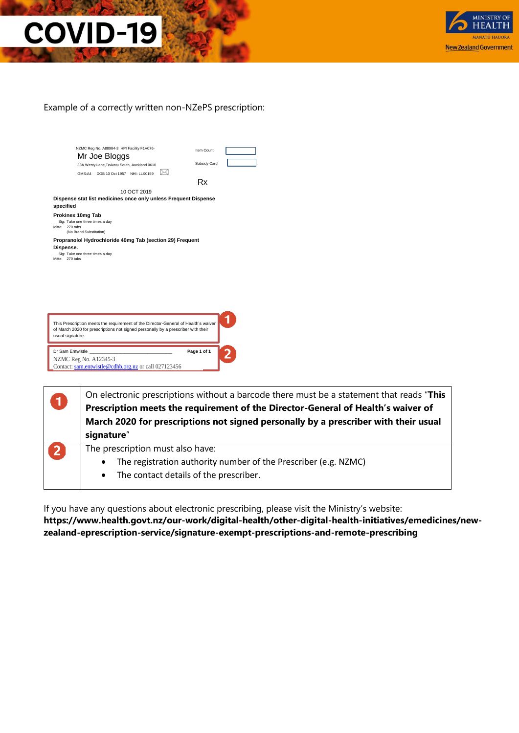Example of a correctly written non-NZePS prescription:

NZMC Reg No. A88984-3 HPI Facility F1V076-

Mr Joe Bloggs

33A Westy Lane,TeAtatu South, Auckland 0610

GMS:A4 DOB 10 Oct 1957 NHI: LLX0159

Item Count

Subsidy Card

Rx

10 OCT 2019

**Dispense stat list medicines once only unless Frequent Dispense specified**

**Prokinex 10mg Tab**

Sig: Take one three times a day

Mitte: 270 tabs

(No Brand Substitution)

**Propranolol Hydrochloride 40mg Tab (section 29) Frequent Dispense.**

Sig: Take one three times a day

Mitte: 270 tabs

1. This Prescription meets the requirement of the Director-General of Health's waiver of March 2020 for prescriptions not signed personally by a prescriber with their usual signature.

2. Dr Sam Entwistle \_\_\_\_\_\_\_\_\_\_\_\_\_\_\_\_\_\_\_\_\_\_\_\_\_\_\_\_\_\_ **Page 1 of 1**
   NZMC Reg No. A12345-3
   Contact: sam.entwistle@cdhb.org.nz or call 027123456

| | |
|---|---|
| 1 | On electronic prescriptions without a barcode there must be a statement that reads "**This Prescription meets the requirement of the Director-General of Health's waiver of March 2020 for prescriptions not signed personally by a prescriber with their usual signature**" |
| 2 | The prescription must also have:<br>• The registration authority number of the Prescriber (e.g. NZMC)<br>• The contact details of the prescriber. |

If you have any questions about electronic prescribing, please visit the Ministry's website: **https://www.health.govt.nz/our-work/digital-health/other-digital-health-initiatives/emedicines/new-zealand-eprescription-service/signature-exempt-prescriptions-and-remote-prescribing**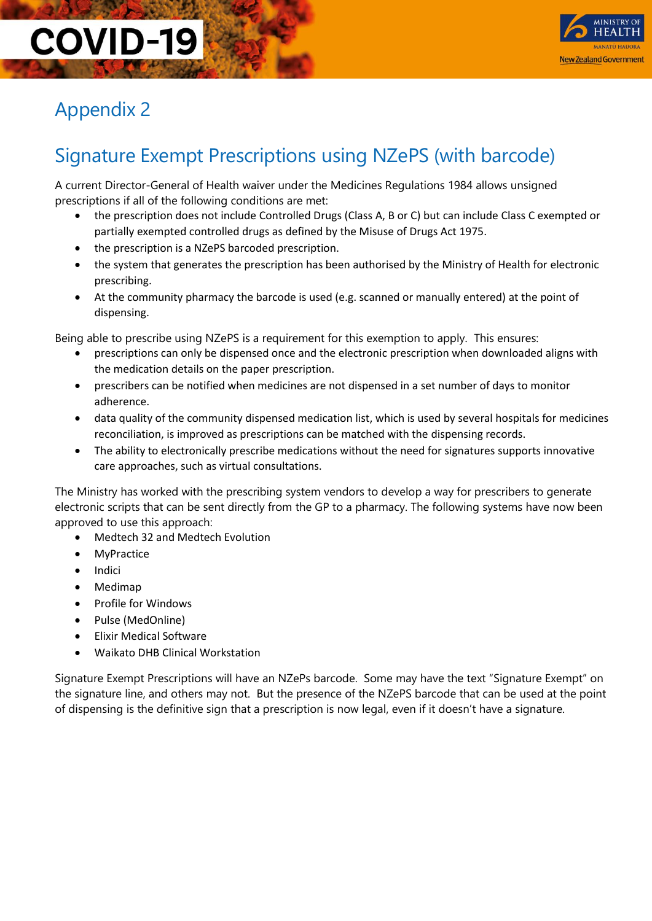## Appendix 2

## Signature Exempt Prescriptions using NZePS (with barcode)

A current Director-General of Health waiver under the Medicines Regulations 1984 allows unsigned prescriptions if all of the following conditions are met:

- the prescription does not include Controlled Drugs (Class A, B or C) but can include Class C exempted or partially exempted controlled drugs as defined by the Misuse of Drugs Act 1975.
- the prescription is a NZePS barcoded prescription.
- the system that generates the prescription has been authorised by the Ministry of Health for electronic prescribing.
- At the community pharmacy the barcode is used (e.g. scanned or manually entered) at the point of dispensing.

Being able to prescribe using NZePS is a requirement for this exemption to apply. This ensures:

- prescriptions can only be dispensed once and the electronic prescription when downloaded aligns with the medication details on the paper prescription.
- prescribers can be notified when medicines are not dispensed in a set number of days to monitor adherence.
- data quality of the community dispensed medication list, which is used by several hospitals for medicines reconciliation, is improved as prescriptions can be matched with the dispensing records.
- The ability to electronically prescribe medications without the need for signatures supports innovative care approaches, such as virtual consultations.

The Ministry has worked with the prescribing system vendors to develop a way for prescribers to generate electronic scripts that can be sent directly from the GP to a pharmacy. The following systems have now been approved to use this approach:

- Medtech 32 and Medtech Evolution
- MyPractice
- Indici
- Medimap
- Profile for Windows
- Pulse (MedOnline)
- Elixir Medical Software
- Waikato DHB Clinical Workstation

Signature Exempt Prescriptions will have an NZePs barcode. Some may have the text "Signature Exempt" on the signature line, and others may not. But the presence of the NZePS barcode that can be used at the point of dispensing is the definitive sign that a prescription is now legal, even if it doesn't have a signature.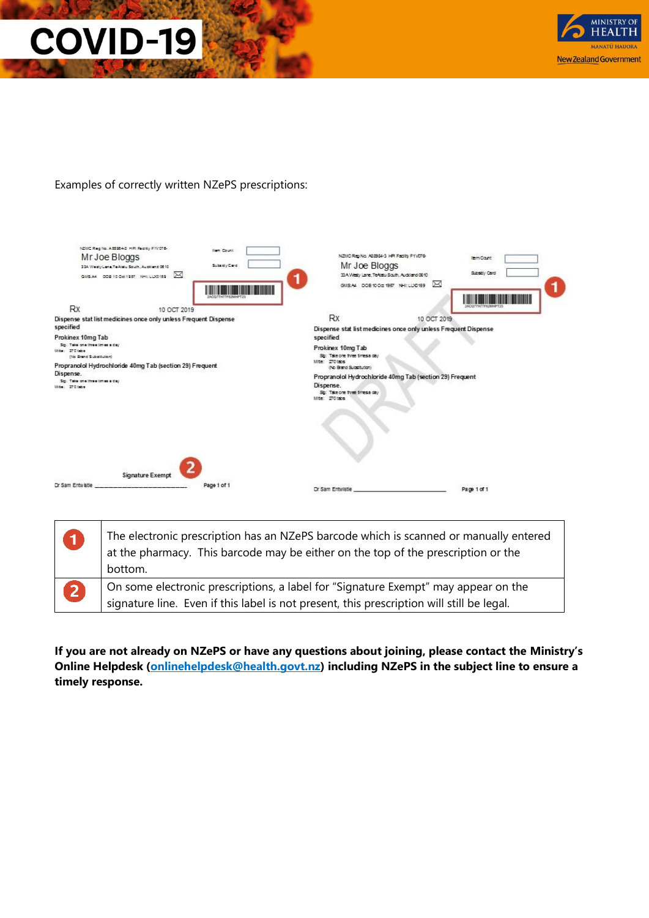Examples of correctly written NZePS prescriptions:

| | |
|---|---|
| 1 | The electronic prescription has an NZePS barcode which is scanned or manually entered at the pharmacy. This barcode may be either on the top of the prescription or the bottom. |
| 2 | On some electronic prescriptions, a label for "Signature Exempt" may appear on the signature line. Even if this label is not present, this prescription will still be legal. |

**If you are not already on NZePS or have any questions about joining, please contact the Ministry's Online Helpdesk ([onlinehelpdesk@health.govt.nz](mailto:onlinehelpdesk@health.govt.nz)) including NZePS in the subject line to ensure a timely response.**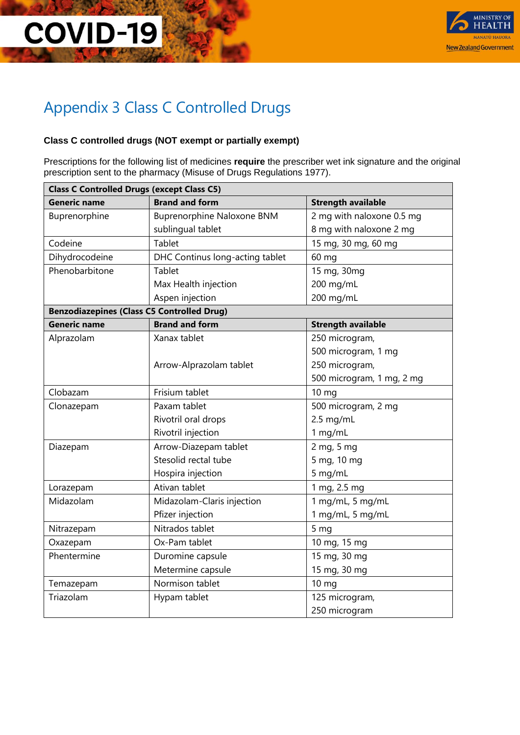# Appendix 3 Class C Controlled Drugs

**Class C controlled drugs (NOT exempt or partially exempt)**

Prescriptions for the following list of medicines **require** the prescriber wet ink signature and the original prescription sent to the pharmacy (Misuse of Drugs Regulations 1977).

| **Class C Controlled Drugs (except Class C5)** | | |
|---|---|---|
| **Generic name** | **Brand and form** | **Strength available** |
| Buprenorphine | Buprenorphine Naloxone BNM sublingual tablet | 2 mg with naloxone 0.5 mg<br>8 mg with naloxone 2 mg |
| Codeine | Tablet | 15 mg, 30 mg, 60 mg |
| Dihydrocodeine | DHC Continus long-acting tablet | 60 mg |
| Phenobarbitone | Tablet<br>Max Health injection<br>Aspen injection | 15 mg, 30mg<br>200 mg/mL<br>200 mg/mL |
| **Benzodiazepines (Class C5 Controlled Drug)** | | |
| **Generic name** | **Brand and form** | **Strength available** |
| Alprazolam | Xanax tablet<br><br>Arrow-Alprazolam tablet | 250 microgram,<br>500 microgram, 1 mg<br>250 microgram,<br>500 microgram, 1 mg, 2 mg |
| Clobazam | Frisium tablet | 10 mg |
| Clonazepam | Paxam tablet<br>Rivotril oral drops<br>Rivotril injection | 500 microgram, 2 mg<br>2.5 mg/mL<br>1 mg/mL |
| Diazepam | Arrow-Diazepam tablet<br>Stesolid rectal tube<br>Hospira injection | 2 mg, 5 mg<br>5 mg, 10 mg<br>5 mg/mL |
| Lorazepam | Ativan tablet | 1 mg, 2.5 mg |
| Midazolam | Midazolam-Claris injection<br>Pfizer injection | 1 mg/mL, 5 mg/mL<br>1 mg/mL, 5 mg/mL |
| Nitrazepam | Nitrados tablet | 5 mg |
| Oxazepam | Ox-Pam tablet | 10 mg, 15 mg |
| Phentermine | Duromine capsule<br>Metermine capsule | 15 mg, 30 mg<br>15 mg, 30 mg |
| Temazepam | Normison tablet | 10 mg |
| Triazolam | Hypam tablet | 125 microgram,<br>250 microgram |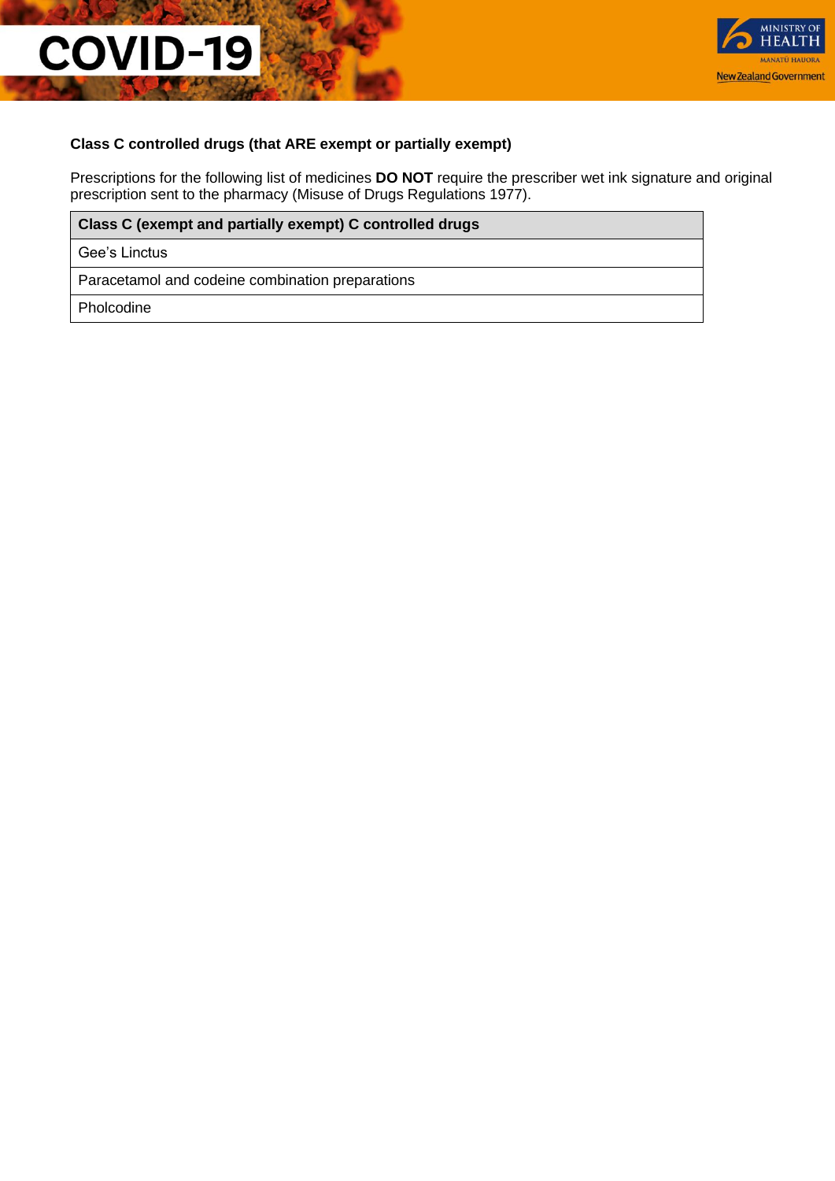**Class C controlled drugs (that ARE exempt or partially exempt)**

Prescriptions for the following list of medicines **DO NOT** require the prescriber wet ink signature and original prescription sent to the pharmacy (Misuse of Drugs Regulations 1977).

| Class C (exempt and partially exempt) C controlled drugs |
| --- |
| Gee's Linctus |
| Paracetamol and codeine combination preparations |
| Pholcodine |